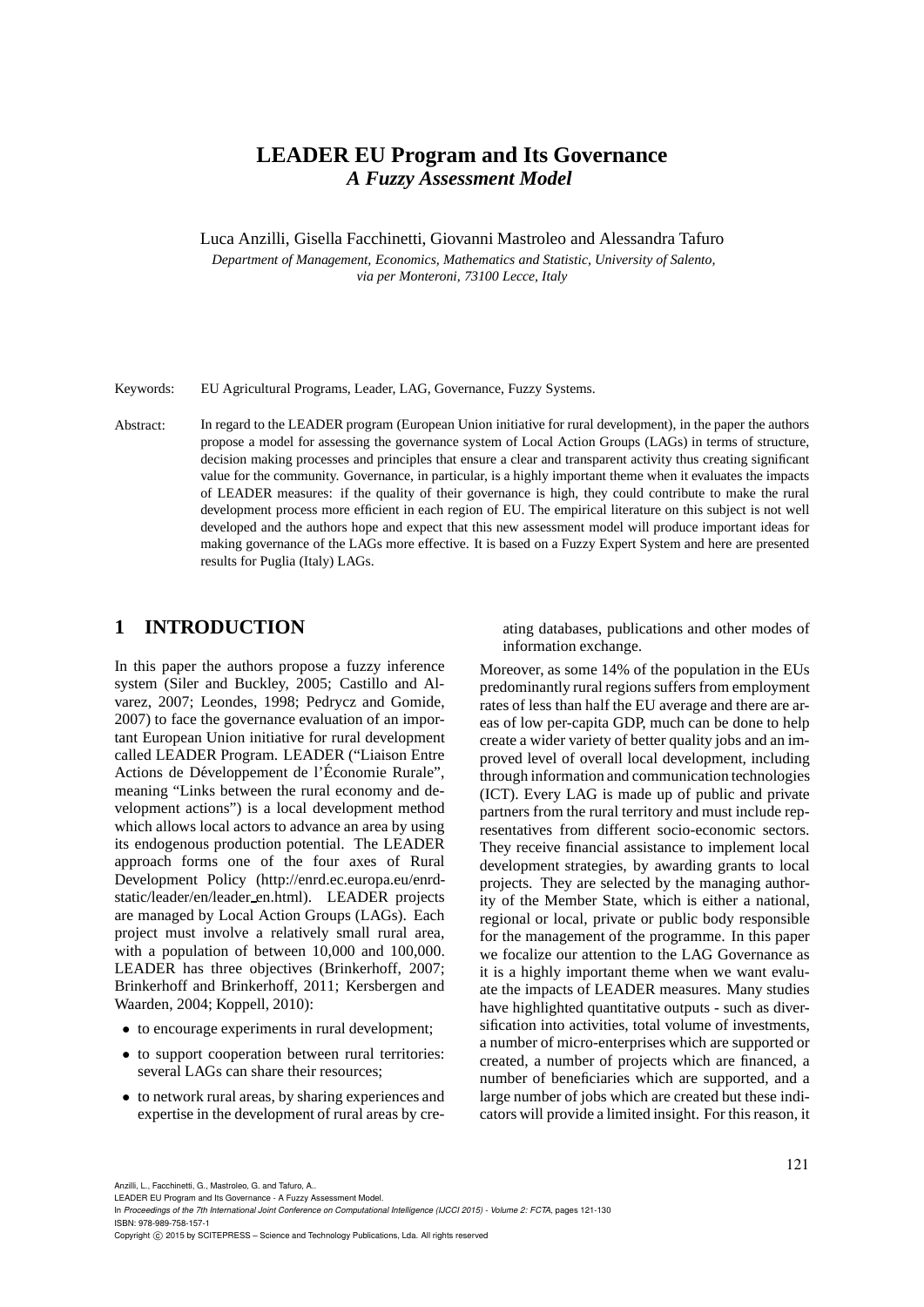# LEADER EU Program and Its Governance
## *A Fuzzy Assessment Model*

Luca Anzilli, Gisella Facchinetti, Giovanni Mastroleo and Alessandra Tafuro

*Department of Management, Economics, Mathematics and Statistic, University of Salento, via per Monteroni, 73100 Lecce, Italy*

Keywords: EU Agricultural Programs, Leader, LAG, Governance, Fuzzy Systems.

Abstract: In regard to the LEADER program (European Union initiative for rural development), in the paper the authors propose a model for assessing the governance system of Local Action Groups (LAGs) in terms of structure, decision making processes and principles that ensure a clear and transparent activity thus creating significant value for the community. Governance, in particular, is a highly important theme when it evaluates the impacts of LEADER measures: if the quality of their governance is high, they could contribute to make the rural development process more efficient in each region of EU. The empirical literature on this subject is not well developed and the authors hope and expect that this new assessment model will produce important ideas for making governance of the LAGs more effective. It is based on a Fuzzy Expert System and here are presented results for Puglia (Italy) LAGs.

## 1 INTRODUCTION

In this paper the authors propose a fuzzy inference system (Siler and Buckley, 2005; Castillo and Alvarez, 2007; Leondes, 1998; Pedrycz and Gomide, 2007) to face the governance evaluation of an important European Union initiative for rural development called LEADER Program. LEADER ("Liaison Entre Actions de Développement de l'Économie Rurale", meaning "Links between the rural economy and development actions") is a local development method which allows local actors to advance an area by using its endogenous production potential. The LEADER approach forms one of the four axes of Rural Development Policy (http://enrd.ec.europa.eu/enrd-static/leader/en/leader_en.html). LEADER projects are managed by Local Action Groups (LAGs). Each project must involve a relatively small rural area, with a population of between 10,000 and 100,000. LEADER has three objectives (Brinkerhoff, 2007; Brinkerhoff and Brinkerhoff, 2011; Kersbergen and Waarden, 2004; Koppell, 2010):

- to encourage experiments in rural development;
- to support cooperation between rural territories: several LAGs can share their resources;
- to network rural areas, by sharing experiences and expertise in the development of rural areas by creating databases, publications and other modes of information exchange.

Moreover, as some 14% of the population in the EUs predominantly rural regions suffers from employment rates of less than half the EU average and there are areas of low per-capita GDP, much can be done to help create a wider variety of better quality jobs and an improved level of overall local development, including through information and communication technologies (ICT). Every LAG is made up of public and private partners from the rural territory and must include representatives from different socio-economic sectors. They receive financial assistance to implement local development strategies, by awarding grants to local projects. They are selected by the managing authority of the Member State, which is either a national, regional or local, private or public body responsible for the management of the programme. In this paper we focalize our attention to the LAG Governance as it is a highly important theme when we want evaluate the impacts of LEADER measures. Many studies have highlighted quantitative outputs - such as diversification into activities, total volume of investments, a number of micro-enterprises which are supported or created, a number of projects which are financed, a number of beneficiaries which are supported, and a large number of jobs which are created but these indicators will provide a limited insight. For this reason, it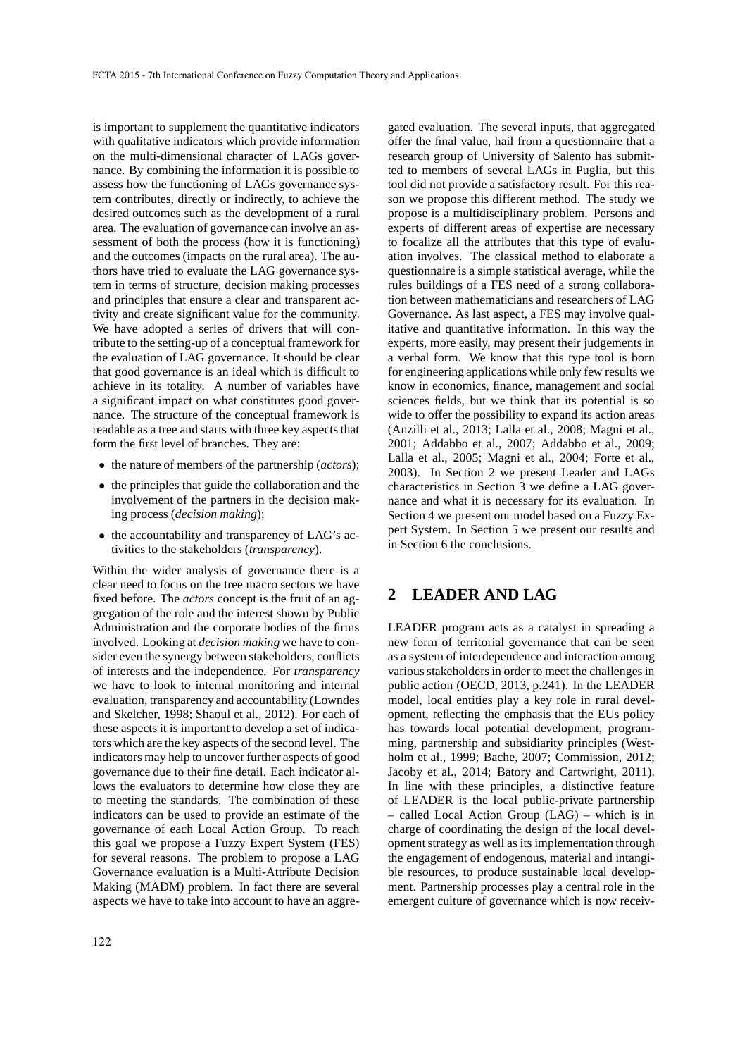is important to supplement the quantitative indicators with qualitative indicators which provide information on the multi-dimensional character of LAGs governance. By combining the information it is possible to assess how the functioning of LAGs governance system contributes, directly or indirectly, to achieve the desired outcomes such as the development of a rural area. The evaluation of governance can involve an assessment of both the process (how it is functioning) and the outcomes (impacts on the rural area). The authors have tried to evaluate the LAG governance system in terms of structure, decision making processes and principles that ensure a clear and transparent activity and create significant value for the community. We have adopted a series of drivers that will contribute to the setting-up of a conceptual framework for the evaluation of LAG governance. It should be clear that good governance is an ideal which is difficult to achieve in its totality. A number of variables have a significant impact on what constitutes good governance. The structure of the conceptual framework is readable as a tree and starts with three key aspects that form the first level of branches. They are:

- the nature of members of the partnership (*actors*);
- the principles that guide the collaboration and the involvement of the partners in the decision making process (*decision making*);
- the accountability and transparency of LAG's activities to the stakeholders (*transparency*).

Within the wider analysis of governance there is a clear need to focus on the tree macro sectors we have fixed before. The *actors* concept is the fruit of an aggregation of the role and the interest shown by Public Administration and the corporate bodies of the firms involved. Looking at *decision making* we have to consider even the synergy between stakeholders, conflicts of interests and the independence. For *transparency* we have to look to internal monitoring and internal evaluation, transparency and accountability (Lowndes and Skelcher, 1998; Shaoul et al., 2012). For each of these aspects it is important to develop a set of indicators which are the key aspects of the second level. The indicators may help to uncover further aspects of good governance due to their fine detail. Each indicator allows the evaluators to determine how close they are to meeting the standards. The combination of these indicators can be used to provide an estimate of the governance of each Local Action Group. To reach this goal we propose a Fuzzy Expert System (FES) for several reasons. The problem to propose a LAG Governance evaluation is a Multi-Attribute Decision Making (MADM) problem. In fact there are several aspects we have to take into account to have an aggregated evaluation. The several inputs, that aggregated offer the final value, hail from a questionnaire that a research group of University of Salento has submitted to members of several LAGs in Puglia, but this tool did not provide a satisfactory result. For this reason we propose this different method. The study we propose is a multidisciplinary problem. Persons and experts of different areas of expertise are necessary to focalize all the attributes that this type of evaluation involves. The classical method to elaborate a questionnaire is a simple statistical average, while the rules buildings of a FES need of a strong collaboration between mathematicians and researchers of LAG Governance. As last aspect, a FES may involve qualitative and quantitative information. In this way the experts, more easily, may present their judgements in a verbal form. We know that this type tool is born for engineering applications while only few results we know in economics, finance, management and social sciences fields, but we think that its potential is so wide to offer the possibility to expand its action areas (Anzilli et al., 2013; Lalla et al., 2008; Magni et al., 2001; Addabbo et al., 2007; Addabbo et al., 2009; Lalla et al., 2005; Magni et al., 2004; Forte et al., 2003). In Section 2 we present Leader and LAGs characteristics in Section 3 we define a LAG governance and what it is necessary for its evaluation. In Section 4 we present our model based on a Fuzzy Expert System. In Section 5 we present our results and in Section 6 the conclusions.

## 2 LEADER AND LAG

LEADER program acts as a catalyst in spreading a new form of territorial governance that can be seen as a system of interdependence and interaction among various stakeholders in order to meet the challenges in public action (OECD, 2013, p.241). In the LEADER model, local entities play a key role in rural development, reflecting the emphasis that the EUs policy has towards local potential development, programming, partnership and subsidiarity principles (Westholm et al., 1999; Bache, 2007; Commission, 2012; Jacoby et al., 2014; Batory and Cartwright, 2011). In line with these principles, a distinctive feature of LEADER is the local public-private partnership – called Local Action Group (LAG) – which is in charge of coordinating the design of the local development strategy as well as its implementation through the engagement of endogenous, material and intangible resources, to produce sustainable local development. Partnership processes play a central role in the emergent culture of governance which is now receiv-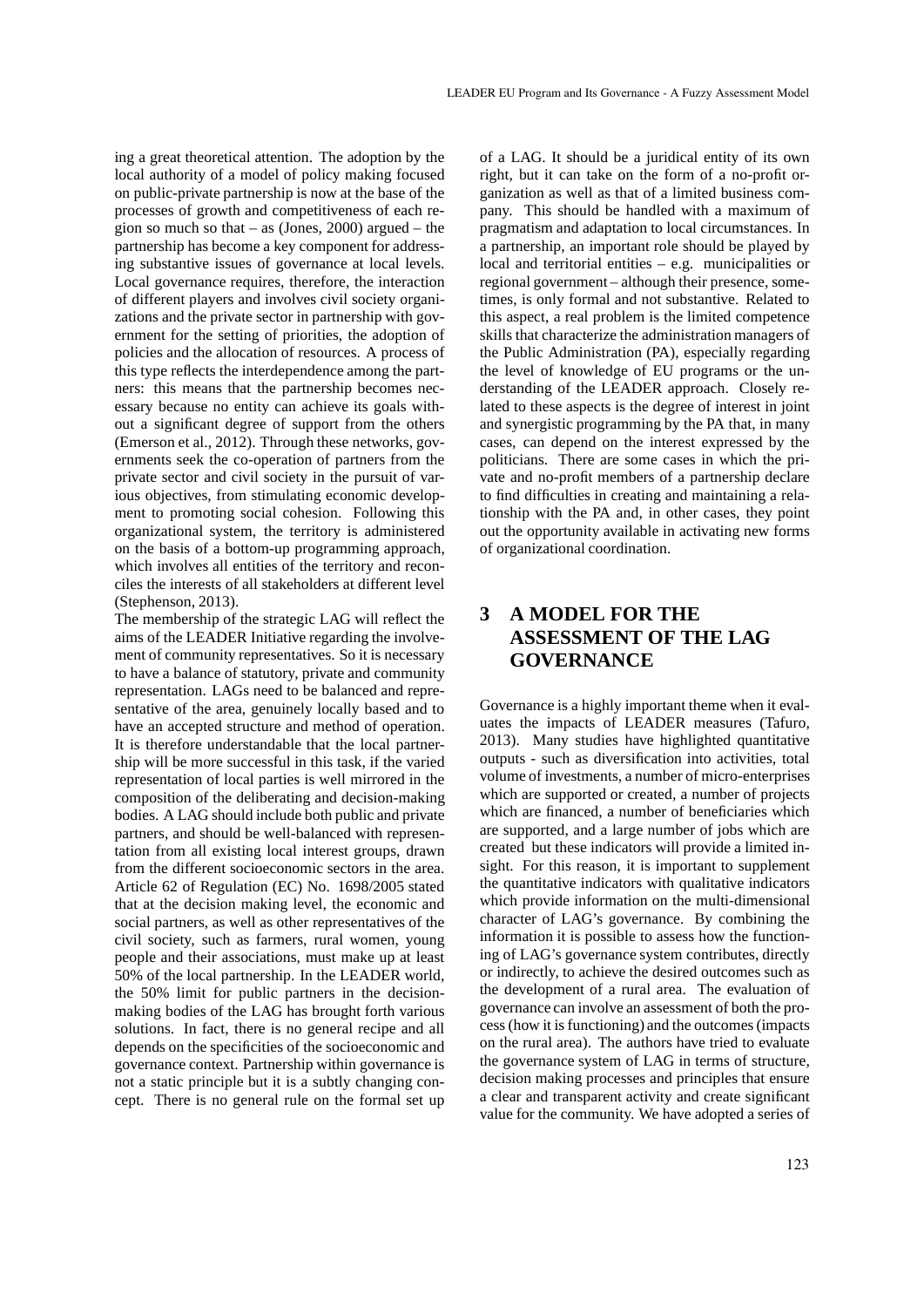ing a great theoretical attention. The adoption by the local authority of a model of policy making focused on public-private partnership is now at the base of the processes of growth and competitiveness of each region so much so that – as (Jones, 2000) argued – the partnership has become a key component for addressing substantive issues of governance at local levels. Local governance requires, therefore, the interaction of different players and involves civil society organizations and the private sector in partnership with government for the setting of priorities, the adoption of policies and the allocation of resources. A process of this type reflects the interdependence among the partners: this means that the partnership becomes necessary because no entity can achieve its goals without a significant degree of support from the others (Emerson et al., 2012). Through these networks, governments seek the co-operation of partners from the private sector and civil society in the pursuit of various objectives, from stimulating economic development to promoting social cohesion. Following this organizational system, the territory is administered on the basis of a bottom-up programming approach, which involves all entities of the territory and reconciles the interests of all stakeholders at different level (Stephenson, 2013).

The membership of the strategic LAG will reflect the aims of the LEADER Initiative regarding the involvement of community representatives. So it is necessary to have a balance of statutory, private and community representation. LAGs need to be balanced and representative of the area, genuinely locally based and to have an accepted structure and method of operation. It is therefore understandable that the local partnership will be more successful in this task, if the varied representation of local parties is well mirrored in the composition of the deliberating and decision-making bodies. A LAG should include both public and private partners, and should be well-balanced with representation from all existing local interest groups, drawn from the different socioeconomic sectors in the area. Article 62 of Regulation (EC) No. 1698/2005 stated that at the decision making level, the economic and social partners, as well as other representatives of the civil society, such as farmers, rural women, young people and their associations, must make up at least 50% of the local partnership. In the LEADER world, the 50% limit for public partners in the decision-making bodies of the LAG has brought forth various solutions. In fact, there is no general recipe and all depends on the specificities of the socioeconomic and governance context. Partnership within governance is not a static principle but it is a subtly changing concept. There is no general rule on the formal set up of a LAG. It should be a juridical entity of its own right, but it can take on the form of a no-profit organization as well as that of a limited business company. This should be handled with a maximum of pragmatism and adaptation to local circumstances. In a partnership, an important role should be played by local and territorial entities – e.g. municipalities or regional government – although their presence, sometimes, is only formal and not substantive. Related to this aspect, a real problem is the limited competence skills that characterize the administration managers of the Public Administration (PA), especially regarding the level of knowledge of EU programs or the understanding of the LEADER approach. Closely related to these aspects is the degree of interest in joint and synergistic programming by the PA that, in many cases, can depend on the interest expressed by the politicians. There are some cases in which the private and no-profit members of a partnership declare to find difficulties in creating and maintaining a relationship with the PA and, in other cases, they point out the opportunity available in activating new forms of organizational coordination.

# 3 A MODEL FOR THE ASSESSMENT OF THE LAG GOVERNANCE

Governance is a highly important theme when it evaluates the impacts of LEADER measures (Tafuro, 2013). Many studies have highlighted quantitative outputs - such as diversification into activities, total volume of investments, a number of micro-enterprises which are supported or created, a number of projects which are financed, a number of beneficiaries which are supported, and a large number of jobs which are created but these indicators will provide a limited insight. For this reason, it is important to supplement the quantitative indicators with qualitative indicators which provide information on the multi-dimensional character of LAG's governance. By combining the information it is possible to assess how the functioning of LAG's governance system contributes, directly or indirectly, to achieve the desired outcomes such as the development of a rural area. The evaluation of governance can involve an assessment of both the process (how it is functioning) and the outcomes (impacts on the rural area). The authors have tried to evaluate the governance system of LAG in terms of structure, decision making processes and principles that ensure a clear and transparent activity and create significant value for the community. We have adopted a series of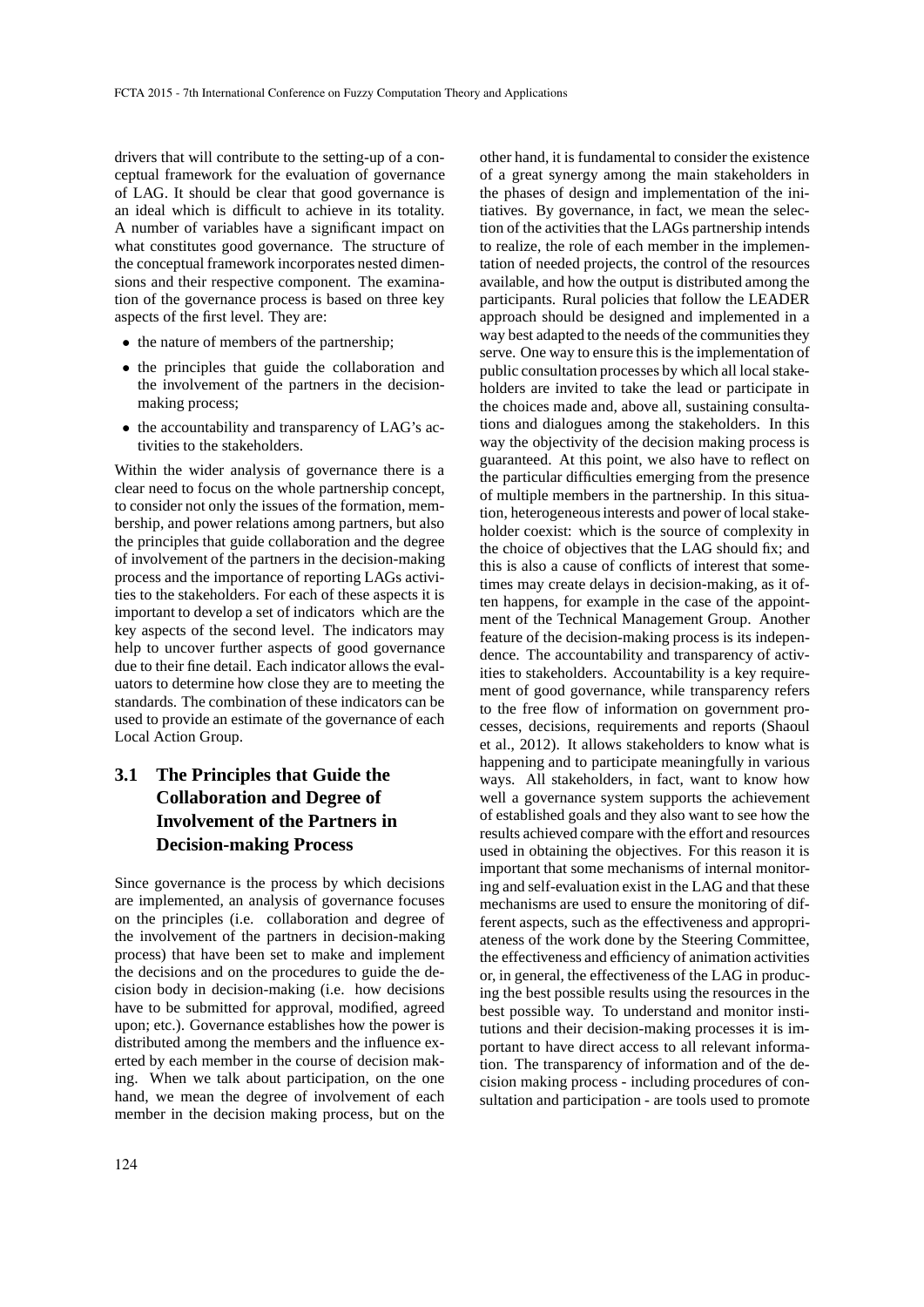drivers that will contribute to the setting-up of a conceptual framework for the evaluation of governance of LAG. It should be clear that good governance is an ideal which is difficult to achieve in its totality. A number of variables have a significant impact on what constitutes good governance. The structure of the conceptual framework incorporates nested dimensions and their respective component. The examination of the governance process is based on three key aspects of the first level. They are:

- the nature of members of the partnership;
- the principles that guide the collaboration and the involvement of the partners in the decision-making process;
- the accountability and transparency of LAG's activities to the stakeholders.

Within the wider analysis of governance there is a clear need to focus on the whole partnership concept, to consider not only the issues of the formation, membership, and power relations among partners, but also the principles that guide collaboration and the degree of involvement of the partners in the decision-making process and the importance of reporting LAGs activities to the stakeholders. For each of these aspects it is important to develop a set of indicators which are the key aspects of the second level. The indicators may help to uncover further aspects of good governance due to their fine detail. Each indicator allows the evaluators to determine how close they are to meeting the standards. The combination of these indicators can be used to provide an estimate of the governance of each Local Action Group.

## 3.1 The Principles that Guide the Collaboration and Degree of Involvement of the Partners in Decision-making Process

Since governance is the process by which decisions are implemented, an analysis of governance focuses on the principles (i.e. collaboration and degree of the involvement of the partners in decision-making process) that have been set to make and implement the decisions and on the procedures to guide the decision body in decision-making (i.e. how decisions have to be submitted for approval, modified, agreed upon; etc.). Governance establishes how the power is distributed among the members and the influence exerted by each member in the course of decision making. When we talk about participation, on the one hand, we mean the degree of involvement of each member in the decision making process, but on the other hand, it is fundamental to consider the existence of a great synergy among the main stakeholders in the phases of design and implementation of the initiatives. By governance, in fact, we mean the selection of the activities that the LAGs partnership intends to realize, the role of each member in the implementation of needed projects, the control of the resources available, and how the output is distributed among the participants. Rural policies that follow the LEADER approach should be designed and implemented in a way best adapted to the needs of the communities they serve. One way to ensure this is the implementation of public consultation processes by which all local stakeholders are invited to take the lead or participate in the choices made and, above all, sustaining consultations and dialogues among the stakeholders. In this way the objectivity of the decision making process is guaranteed. At this point, we also have to reflect on the particular difficulties emerging from the presence of multiple members in the partnership. In this situation, heterogeneous interests and power of local stakeholder coexist: which is the source of complexity in the choice of objectives that the LAG should fix; and this is also a cause of conflicts of interest that sometimes may create delays in decision-making, as it often happens, for example in the case of the appointment of the Technical Management Group. Another feature of the decision-making process is its independence. The accountability and transparency of activities to stakeholders. Accountability is a key requirement of good governance, while transparency refers to the free flow of information on government processes, decisions, requirements and reports (Shaoul et al., 2012). It allows stakeholders to know what is happening and to participate meaningfully in various ways. All stakeholders, in fact, want to know how well a governance system supports the achievement of established goals and they also want to see how the results achieved compare with the effort and resources used in obtaining the objectives. For this reason it is important that some mechanisms of internal monitoring and self-evaluation exist in the LAG and that these mechanisms are used to ensure the monitoring of different aspects, such as the effectiveness and appropriateness of the work done by the Steering Committee, the effectiveness and efficiency of animation activities or, in general, the effectiveness of the LAG in producing the best possible results using the resources in the best possible way. To understand and monitor institutions and their decision-making processes it is important to have direct access to all relevant information. The transparency of information and of the decision making process - including procedures of consultation and participation - are tools used to promote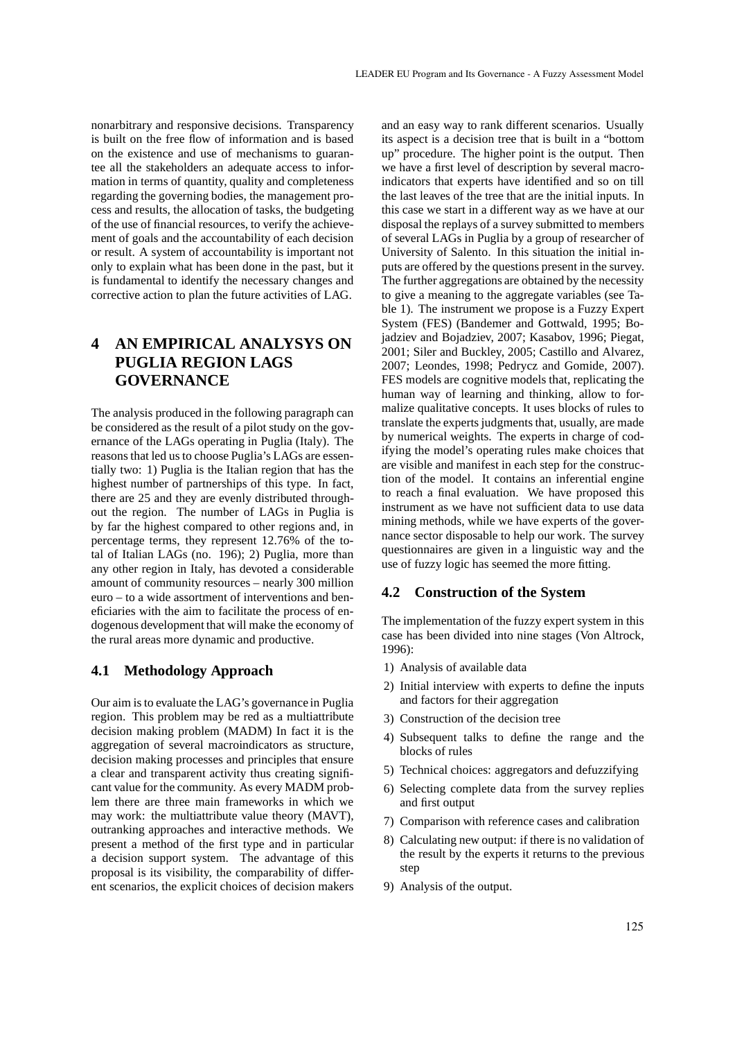nonarbitrary and responsive decisions. Transparency is built on the free flow of information and is based on the existence and use of mechanisms to guarantee all the stakeholders an adequate access to information in terms of quantity, quality and completeness regarding the governing bodies, the management process and results, the allocation of tasks, the budgeting of the use of financial resources, to verify the achievement of goals and the accountability of each decision or result. A system of accountability is important not only to explain what has been done in the past, but it is fundamental to identify the necessary changes and corrective action to plan the future activities of LAG.

# 4 AN EMPIRICAL ANALYSYS ON PUGLIA REGION LAGS GOVERNANCE

The analysis produced in the following paragraph can be considered as the result of a pilot study on the governance of the LAGs operating in Puglia (Italy). The reasons that led us to choose Puglia's LAGs are essentially two: 1) Puglia is the Italian region that has the highest number of partnerships of this type. In fact, there are 25 and they are evenly distributed throughout the region. The number of LAGs in Puglia is by far the highest compared to other regions and, in percentage terms, they represent 12.76% of the total of Italian LAGs (no. 196); 2) Puglia, more than any other region in Italy, has devoted a considerable amount of community resources – nearly 300 million euro – to a wide assortment of interventions and beneficiaries with the aim to facilitate the process of endogenous development that will make the economy of the rural areas more dynamic and productive.

## 4.1 Methodology Approach

Our aim is to evaluate the LAG's governance in Puglia region. This problem may be red as a multiattribute decision making problem (MADM) In fact it is the aggregation of several macroindicators as structure, decision making processes and principles that ensure a clear and transparent activity thus creating significant value for the community. As every MADM problem there are three main frameworks in which we may work: the multiattribute value theory (MAVT), outranking approaches and interactive methods. We present a method of the first type and in particular a decision support system. The advantage of this proposal is its visibility, the comparability of different scenarios, the explicit choices of decision makers and an easy way to rank different scenarios. Usually its aspect is a decision tree that is built in a "bottom up" procedure. The higher point is the output. Then we have a first level of description by several macroindicators that experts have identified and so on till the last leaves of the tree that are the initial inputs. In this case we start in a different way as we have at our disposal the replays of a survey submitted to members of several LAGs in Puglia by a group of researcher of University of Salento. In this situation the initial inputs are offered by the questions present in the survey. The further aggregations are obtained by the necessity to give a meaning to the aggregate variables (see Table 1). The instrument we propose is a Fuzzy Expert System (FES) (Bandemer and Gottwald, 1995; Bojadziev and Bojadziev, 2007; Kasabov, 1996; Piegat, 2001; Siler and Buckley, 2005; Castillo and Alvarez, 2007; Leondes, 1998; Pedrycz and Gomide, 2007). FES models are cognitive models that, replicating the human way of learning and thinking, allow to formalize qualitative concepts. It uses blocks of rules to translate the experts judgments that, usually, are made by numerical weights. The experts in charge of codifying the model's operating rules make choices that are visible and manifest in each step for the construction of the model. It contains an inferential engine to reach a final evaluation. We have proposed this instrument as we have not sufficient data to use data mining methods, while we have experts of the governance sector disposable to help our work. The survey questionnaires are given in a linguistic way and the use of fuzzy logic has seemed the more fitting.

## 4.2 Construction of the System

The implementation of the fuzzy expert system in this case has been divided into nine stages (Von Altrock, 1996):

1) Analysis of available data
2) Initial interview with experts to define the inputs and factors for their aggregation
3) Construction of the decision tree
4) Subsequent talks to define the range and the blocks of rules
5) Technical choices: aggregators and defuzzifying
6) Selecting complete data from the survey replies and first output
7) Comparison with reference cases and calibration
8) Calculating new output: if there is no validation of the result by the experts it returns to the previous step
9) Analysis of the output.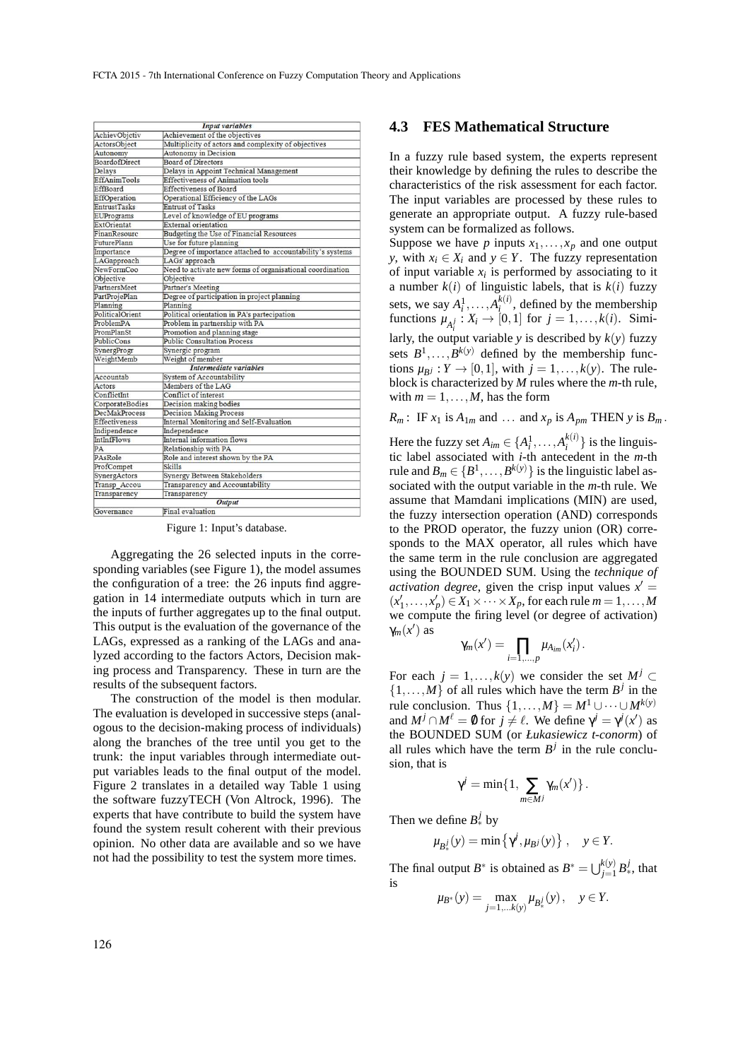| *Input variables* | |
|---|---|
| AchievObjectiv | Achievement of the objectives |
| ActorsObject | Multiplicity of actors and complexity of objectives |
| Autonomy | Autonomy in Decision |
| BoardofDirect | Board of Directors |
| Delays | Delays in Appoint Technical Management |
| EffAnimTools | Effectiveness of Animation tools |
| EffBoard | Effectiveness of Board |
| EffOperation | Operational Efficiency of the LAGs |
| EntrustTasks | Entrust of Tasks |
| EUPrograms | Level of knowledge of EU programs |
| ExtOrientat | External orientation |
| FinanResourc | Budgeting the Use of Financial Resources |
| FuturePlann | Use for future planning |
| Importance | Degree of importance attached to accountability's systems |
| LAGapproach | LAGs' approach |
| NewFormCoo | Need to activate new forms of organisational coordination |
| Objective | Objective |
| PartnersMeet | Partner's Meeting |
| PartProjePlan | Degree of participation in project planning |
| Planning | Planning |
| PoliticalOrient | Political orientation in PA's partecipation |
| ProblemPA | Problem in partnership with PA |
| PromPlanSt | Promotion and planning stage |
| PublicCons | Public Consultation Process |
| SynergProgr | Synergic program |
| WeightMemb | Weight of member |
| *Intermediate variables* | |
| Accountab | System of Accountability |
| Actors | Members of the LAG |
| ConflictInt | Conflict of interest |
| CorporateBodies | Decision making bodies |
| DecMakProcess | Decision Making Process |
| Effectiveness | Internal Monitoring and Self-Evaluation |
| Indipendence | Independence |
| IntInfFlows | Internal information flows |
| PA | Relationship with PA |
| PAsRole | Role and interest shown by the PA |
| ProfCompet | Skills |
| SynergActors | Synergy Between Stakeholders |
| Transp_Accou | Transparency and Accountability |
| Transparency | Transparency |
| *Output* | |
| Governance | Final evaluation |

Figure 1: Input's database.

Aggregating the 26 selected inputs in the corresponding variables (see Figure 1), the model assumes the configuration of a tree: the 26 inputs find aggregation in 14 intermediate outputs which in turn are the inputs of further aggregates up to the final output. This output is the evaluation of the governance of the LAGs, expressed as a ranking of the LAGs and analyzed according to the factors Actors, Decision making process and Transparency. These in turn are the results of the subsequent factors.

The construction of the model is then modular. The evaluation is developed in successive steps (analogous to the decision-making process of individuals) along the branches of the tree until you get to the trunk: the input variables through intermediate output variables leads to the final output of the model. Figure 2 translates in a detailed way Table 1 using the software fuzzyTECH (Von Altrock, 1996). The experts that have contribute to build the system have found the system result coherent with their previous opinion. No other data are available and so we have not had the possibility to test the system more times.

### 4.3 FES Mathematical Structure

In a fuzzy rule based system, the experts represent their knowledge by defining the rules to describe the characteristics of the risk assessment for each factor. The input variables are processed by these rules to generate an appropriate output. A fuzzy rule-based system can be formalized as follows.

Suppose we have $p$ inputs $x_1,\dots,x_p$ and one output $y$, with $x_i \in X_i$ and $y \in Y$. The fuzzy representation of input variable $x_i$ is performed by associating to it a number $k(i)$ of linguistic labels, that is $k(i)$ fuzzy sets, we say $A_i^1,\dots,A_i^{k(i)}$, defined by the membership functions $\mu_{A_i^j}: X_i \to [0,1]$ for $j = 1,\dots,k(i)$. Similarly, the output variable $y$ is described by $k(y)$ fuzzy sets $B^1,\dots,B^{k(y)}$ defined by the membership functions $\mu_{B^j}: Y \to [0,1]$, with $j = 1,\dots,k(y)$. The rule-block is characterized by $M$ rules where the $m$-th rule, with $m = 1,\dots,M$, has the form

$$R_m: \text{ IF } x_1 \text{ is } A_{1m} \text{ and } \dots \text{ and } x_p \text{ is } A_{pm} \text{ THEN } y \text{ is } B_m\,.$$

Here the fuzzy set $A_{im} \in \{A_i^1,\dots,A_i^{k(i)}\}$ is the linguistic label associated with $i$-th antecedent in the $m$-th rule and $B_m \in \{B^1,\dots,B^{k(y)}\}$ is the linguistic label associated with the output variable in the $m$-th rule. We assume that Mamdani implications (MIN) are used, the fuzzy intersection operation (AND) corresponds to the PROD operator, the fuzzy union (OR) corresponds to the MAX operator, all rules which have the same term in the rule conclusion are aggregated using the BOUNDED SUM. Using the *technique of activation degree*, given the crisp input values $x' = (x'_1,\dots,x'_p) \in X_1 \times \dots \times X_p$, for each rule $m = 1,\dots,M$ we compute the firing level (or degree of activation) $\gamma_m(x')$ as

$$\gamma_m(x') = \prod_{i=1,\dots,p} \mu_{A_{im}}(x'_i)\,.$$

For each $j = 1,\dots,k(y)$ we consider the set $M^j \subset \{1,\dots,M\}$ of all rules which have the term $B^j$ in the rule conclusion. Thus $\{1,\dots,M\} = M^1 \cup \dots \cup M^{k(y)}$ and $M^j \cap M^\ell = \emptyset$ for $j \neq \ell$. We define $\gamma^j = \gamma^j(x')$ as the BOUNDED SUM (or *Łukasiewicz t-conorm*) of all rules which have the term $B^j$ in the rule conclusion, that is

$$\gamma^j = \min\{1, \sum_{m \in M^j} \gamma_m(x')\}\,.$$

Then we define $B_*^j$ by

$$\mu_{B_*^j}(y) = \min\left\{\gamma^j, \mu_{B^j}(y)\right\}, \quad y \in Y.$$

The final output $B^*$ is obtained as $B^* = \bigcup_{j=1}^{k(y)} B_*^j$, that is

$$\mu_{B^*}(y) = \max_{j=1,\dots k(y)} \mu_{B_*^j}(y)\,, \quad y \in Y.$$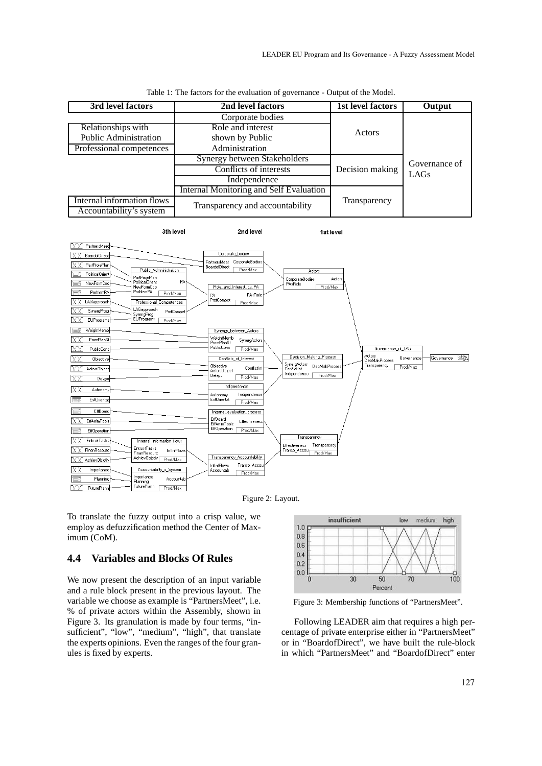Table 1: The factors for the evaluation of governance - Output of the Model.

| 3rd level factors | 2nd level factors | 1st level factors | Output |
|---|---|---|---|
| | Corporate bodies | Actors | Governance of LAGs |
| Relationships with Public Administration | Role and interest shown by Public Administration | | |
| Professional competences | | | |
| | Synergy between Stakeholders | Decision making | |
| | Conflicts of interests | | |
| | Independence | | |
| | Internal Monitoring and Self Evaluation | Transparency | |
| Internal information flows | Transparency and accountability | | |
| Accountability's system | | | |

Figure 2: Layout.

To translate the fuzzy output into a crisp value, we employ as defuzzification method the Center of Maximum (CoM).

## 4.4 Variables and Blocks Of Rules

We now present the description of an input variable and a rule block present in the previous layout. The variable we choose as example is "PartnersMeet", i.e. % of private actors within the Assembly, shown in Figure 3. Its granulation is made by four terms, "insufficient", "low", "medium", "high", that translate the experts opinions. Even the ranges of the four granules is fixed by experts.

Figure 3: Membership functions of "PartnersMeet".

Following LEADER aim that requires a high percentage of private enterprise either in "PartnersMeet" or in "BoardofDirect", we have built the rule-block in which "PartnersMeet" and "BoardofDirect" enter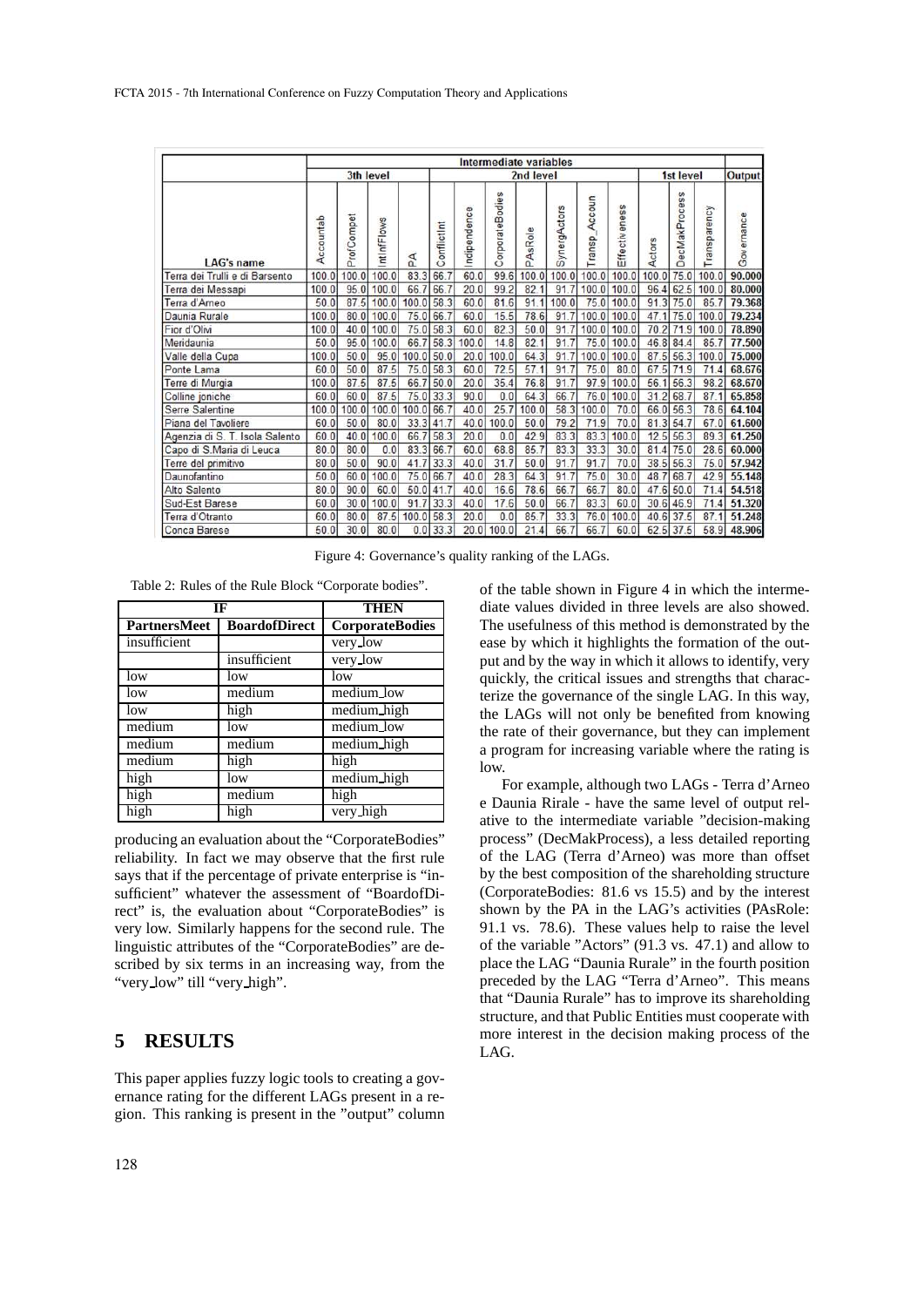| LAG's name | Intermediate variables | | | | | | | | | | | | | | Output |
|---|---|---|---|---|---|---|---|---|---|---|---|---|---|---|---|
| | 3th level | | | | 2nd level | | | | | | | 1st level | | | Output |
| | Accountab | ProfCompet | IntInfFlows | PA | ConflictInt | Indipendence | CorporateBodies | PAsRole | SynergActors | Transp_Accoun | Effectiveness | Actors | DecMakProcess | Transparency | Governance |
| Terra dei Trulli e di Barsento | 100.0 | 100.0 | 100.0 | 83.3 | 66.7 | 60.0 | 99.6 | 100.0 | 100.0 | 100.0 | 100.0 | 100.0 | 75.0 | 100.0 | **90.000** |
| Terra dei Messapi | 100.0 | 95.0 | 100.0 | 66.7 | 66.7 | 20.0 | 99.2 | 82.1 | 91.7 | 100.0 | 100.0 | 96.4 | 62.5 | 100.0 | **80.000** |
| Terra d'Arneo | 50.0 | 87.5 | 100.0 | 100.0 | 58.3 | 60.0 | 81.6 | 91.1 | 100.0 | 75.0 | 100.0 | 91.3 | 75.0 | 85.7 | **79.368** |
| Daunia Rurale | 100.0 | 80.0 | 100.0 | 75.0 | 66.7 | 60.0 | 15.5 | 78.6 | 91.7 | 100.0 | 100.0 | 47.1 | 75.0 | 100.0 | **79.234** |
| Fior d'Olivi | 100.0 | 40.0 | 100.0 | 75.0 | 58.3 | 60.0 | 82.3 | 50.0 | 91.7 | 100.0 | 100.0 | 70.2 | 71.9 | 100.0 | **78.890** |
| Meridaunia | 50.0 | 95.0 | 100.0 | 66.7 | 58.3 | 100.0 | 14.8 | 82.1 | 91.7 | 75.0 | 100.0 | 46.8 | 84.4 | 85.7 | **77.500** |
| Valle della Cupa | 100.0 | 50.0 | 95.0 | 100.0 | 50.0 | 20.0 | 100.0 | 64.3 | 91.7 | 100.0 | 100.0 | 87.5 | 56.3 | 100.0 | **75.000** |
| Ponte Lama | 60.0 | 50.0 | 87.5 | 75.0 | 58.3 | 60.0 | 72.5 | 57.1 | 91.7 | 75.0 | 80.0 | 67.5 | 71.9 | 71.4 | **68.676** |
| Terre di Murgia | 100.0 | 87.5 | 87.5 | 66.7 | 50.0 | 20.0 | 35.4 | 76.8 | 91.7 | 97.9 | 100.0 | 56.1 | 56.3 | 98.2 | **68.670** |
| Colline joniche | 60.0 | 60.0 | 87.5 | 75.0 | 33.3 | 90.0 | 0.0 | 64.3 | 66.7 | 76.0 | 100.0 | 31.2 | 68.7 | 87.1 | **65.858** |
| Serre Salentine | 100.0 | 100.0 | 100.0 | 100.0 | 66.7 | 40.0 | 25.7 | 100.0 | 58.3 | 100.0 | 70.0 | 66.0 | 56.3 | 78.6 | **64.104** |
| Piana del Tavoliere | 60.0 | 50.0 | 80.0 | 33.3 | 41.7 | 40.0 | 100.0 | 50.0 | 79.2 | 71.9 | 70.0 | 81.3 | 54.7 | 67.0 | **61.600** |
| Agenzia di S. T. Isola Salento | 60.0 | 40.0 | 100.0 | 66.7 | 58.3 | 20.0 | 0.0 | 42.9 | 83.3 | 83.3 | 100.0 | 12.5 | 56.3 | 89.3 | **61.250** |
| Capo di S.Maria di Leuca | 80.0 | 80.0 | 0.0 | 83.3 | 66.7 | 60.0 | 68.8 | 85.7 | 83.3 | 33.3 | 30.0 | 81.4 | 75.0 | 28.6 | **60.000** |
| Terre del primitivo | 80.0 | 50.0 | 90.0 | 41.7 | 33.3 | 40.0 | 31.7 | 50.0 | 91.7 | 91.7 | 70.0 | 38.5 | 56.3 | 75.0 | **57.942** |
| Daunofantino | 50.0 | 60.0 | 100.0 | 75.0 | 66.7 | 40.0 | 28.3 | 64.3 | 91.7 | 75.0 | 30.0 | 48.7 | 68.7 | 42.9 | **55.148** |
| Alto Salento | 80.0 | 90.0 | 60.0 | 50.0 | 41.7 | 40.0 | 16.6 | 78.6 | 66.7 | 66.7 | 80.0 | 47.6 | 50.0 | 71.4 | **54.518** |
| Sud-Est Barese | 60.0 | 30.0 | 100.0 | 91.7 | 33.3 | 40.0 | 17.6 | 50.0 | 66.7 | 83.3 | 60.0 | 30.6 | 46.9 | 71.4 | **51.320** |
| Terra d'Otranto | 60.0 | 80.0 | 87.5 | 100.0 | 58.3 | 20.0 | 0.0 | 85.7 | 33.3 | 76.0 | 100.0 | 40.6 | 37.5 | 87.1 | **51.248** |
| Conca Barese | 50.0 | 30.0 | 80.0 | 0.0 | 33.3 | 20.0 | 100.0 | 21.4 | 66.7 | 66.7 | 60.0 | 62.5 | 37.5 | 58.9 | **48.906** |

Figure 4: Governance's quality ranking of the LAGs.

Table 2: Rules of the Rule Block "Corporate bodies".

| IF | | THEN |
|---|---|---|
| **PartnersMeet** | **BoardofDirect** | **CorporateBodies** |
| insufficient | | very_low |
| | insufficient | very_low |
| low | low | low |
| low | medium | medium_low |
| low | high | medium_high |
| medium | low | medium_low |
| medium | medium | medium_high |
| medium | high | high |
| high | low | medium_high |
| high | medium | high |
| high | high | very_high |

producing an evaluation about the "CorporateBodies" reliability. In fact we may observe that the first rule says that if the percentage of private enterprise is "insufficient" whatever the assessment of "BoardofDirect" is, the evaluation about "CorporateBodies" is very low. Similarly happens for the second rule. The linguistic attributes of the "CorporateBodies" are described by six terms in an increasing way, from the "very_low" till "very_high".

## 5 RESULTS

This paper applies fuzzy logic tools to creating a governance rating for the different LAGs present in a region. This ranking is present in the "output" column of the table shown in Figure 4 in which the intermediate values divided in three levels are also showed. The usefulness of this method is demonstrated by the ease by which it highlights the formation of the output and by the way in which it allows to identify, very quickly, the critical issues and strengths that characterize the governance of the single LAG. In this way, the LAGs will not only be benefited from knowing the rate of their governance, but they can implement a program for increasing variable where the rating is low.

For example, although two LAGs - Terra d'Arneo e Daunia Rirale - have the same level of output relative to the intermediate variable "decision-making process" (DecMakProcess), a less detailed reporting of the LAG (Terra d'Arneo) was more than offset by the best composition of the shareholding structure (CorporateBodies: 81.6 vs 15.5) and by the interest shown by the PA in the LAG's activities (PAsRole: 91.1 vs. 78.6). These values help to raise the level of the variable "Actors" (91.3 vs. 47.1) and allow to place the LAG "Daunia Rurale" in the fourth position preceded by the LAG "Terra d'Arneo". This means that "Daunia Rurale" has to improve its shareholding structure, and that Public Entities must cooperate with more interest in the decision making process of the LAG.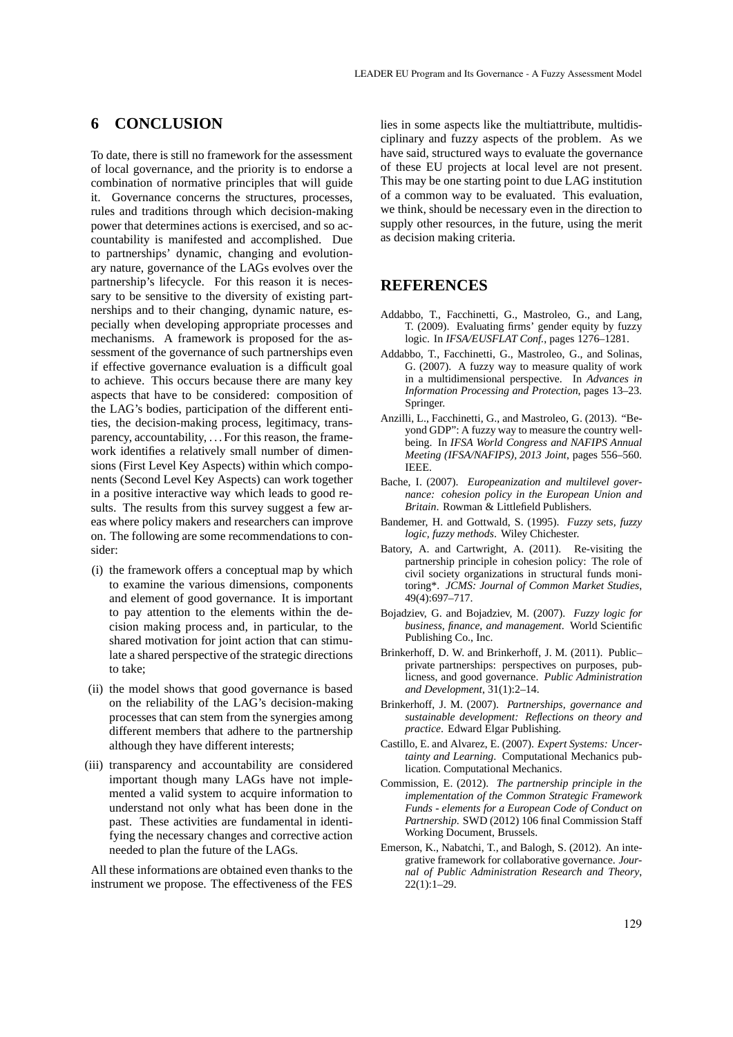## 6 CONCLUSION

To date, there is still no framework for the assessment of local governance, and the priority is to endorse a combination of normative principles that will guide it. Governance concerns the structures, processes, rules and traditions through which decision-making power that determines actions is exercised, and so accountability is manifested and accomplished. Due to partnerships' dynamic, changing and evolutionary nature, governance of the LAGs evolves over the partnership's lifecycle. For this reason it is necessary to be sensitive to the diversity of existing partnerships and to their changing, dynamic nature, especially when developing appropriate processes and mechanisms. A framework is proposed for the assessment of the governance of such partnerships even if effective governance evaluation is a difficult goal to achieve. This occurs because there are many key aspects that have to be considered: composition of the LAG's bodies, participation of the different entities, the decision-making process, legitimacy, transparency, accountability, ... For this reason, the framework identifies a relatively small number of dimensions (First Level Key Aspects) within which components (Second Level Key Aspects) can work together in a positive interactive way which leads to good results. The results from this survey suggest a few areas where policy makers and researchers can improve on. The following are some recommendations to consider:

(i) the framework offers a conceptual map by which to examine the various dimensions, components and element of good governance. It is important to pay attention to the elements within the decision making process and, in particular, to the shared motivation for joint action that can stimulate a shared perspective of the strategic directions to take;

(ii) the model shows that good governance is based on the reliability of the LAG's decision-making processes that can stem from the synergies among different members that adhere to the partnership although they have different interests;

(iii) transparency and accountability are considered important though many LAGs have not implemented a valid system to acquire information to understand not only what has been done in the past. These activities are fundamental in identifying the necessary changes and corrective action needed to plan the future of the LAGs.

All these informations are obtained even thanks to the instrument we propose. The effectiveness of the FES lies in some aspects like the multiattribute, multidisciplinary and fuzzy aspects of the problem. As we have said, structured ways to evaluate the governance of these EU projects at local level are not present. This may be one starting point to due LAG institution of a common way to be evaluated. This evaluation, we think, should be necessary even in the direction to supply other resources, in the future, using the merit as decision making criteria.

## REFERENCES

Addabbo, T., Facchinetti, G., Mastroleo, G., and Lang, T. (2009). Evaluating firms' gender equity by fuzzy logic. In *IFSA/EUSFLAT Conf.*, pages 1276–1281.

Addabbo, T., Facchinetti, G., Mastroleo, G., and Solinas, G. (2007). A fuzzy way to measure quality of work in a multidimensional perspective. In *Advances in Information Processing and Protection*, pages 13–23. Springer.

Anzilli, L., Facchinetti, G., and Mastroleo, G. (2013). "Beyond GDP": A fuzzy way to measure the country wellbeing. In *IFSA World Congress and NAFIPS Annual Meeting (IFSA/NAFIPS), 2013 Joint*, pages 556–560. IEEE.

Bache, I. (2007). *Europeanization and multilevel governance: cohesion policy in the European Union and Britain*. Rowman & Littlefield Publishers.

Bandemer, H. and Gottwald, S. (1995). *Fuzzy sets, fuzzy logic, fuzzy methods*. Wiley Chichester.

Batory, A. and Cartwright, A. (2011). Re-visiting the partnership principle in cohesion policy: The role of civil society organizations in structural funds monitoring*. *JCMS: Journal of Common Market Studies*, 49(4):697–717.

Bojadziev, G. and Bojadziev, M. (2007). *Fuzzy logic for business, finance, and management*. World Scientific Publishing Co., Inc.

Brinkerhoff, D. W. and Brinkerhoff, J. M. (2011). Public–private partnerships: perspectives on purposes, publicness, and good governance. *Public Administration and Development*, 31(1):2–14.

Brinkerhoff, J. M. (2007). *Partnerships, governance and sustainable development: Reflections on theory and practice*. Edward Elgar Publishing.

Castillo, E. and Alvarez, E. (2007). *Expert Systems: Uncertainty and Learning*. Computational Mechanics publication. Computational Mechanics.

Commission, E. (2012). *The partnership principle in the implementation of the Common Strategic Framework Funds - elements for a European Code of Conduct on Partnership.* SWD (2012) 106 final Commission Staff Working Document, Brussels.

Emerson, K., Nabatchi, T., and Balogh, S. (2012). An integrative framework for collaborative governance. *Journal of Public Administration Research and Theory*, 22(1):1–29.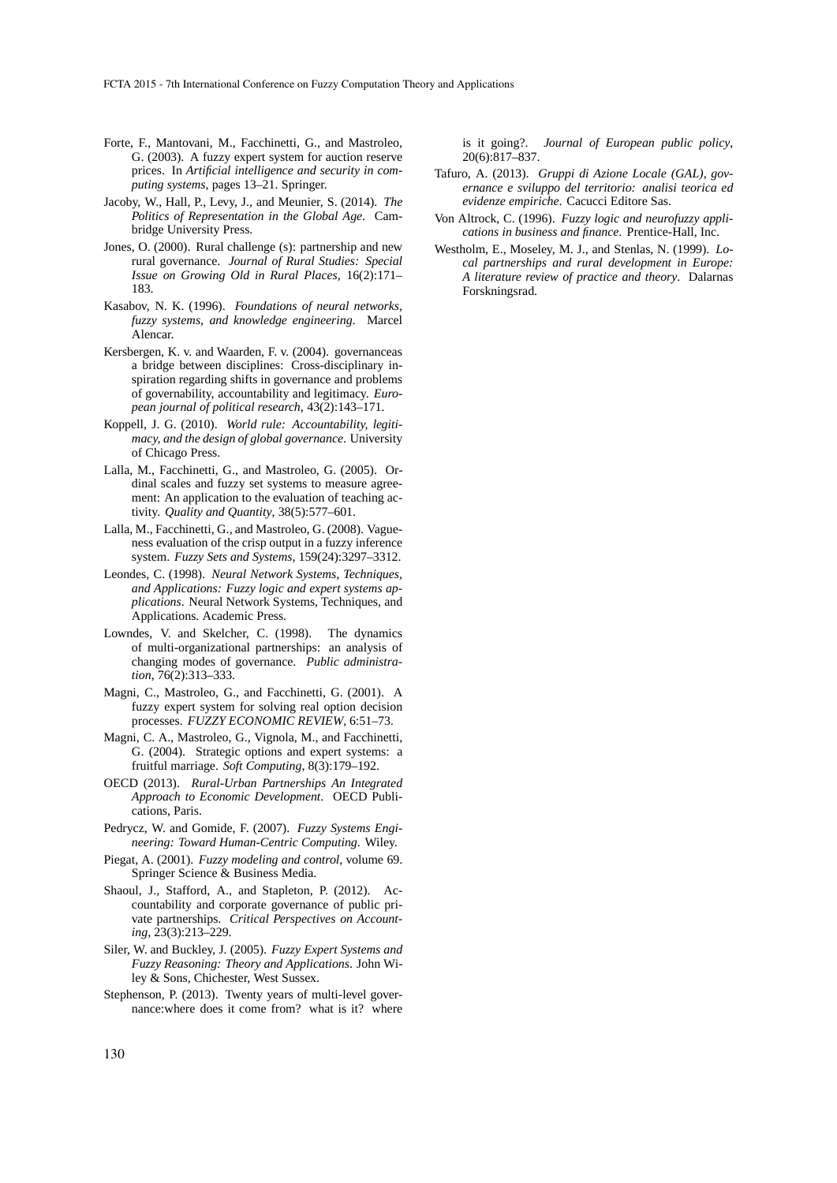Forte, F., Mantovani, M., Facchinetti, G., and Mastroleo, G. (2003). A fuzzy expert system for auction reserve prices. In *Artificial intelligence and security in computing systems*, pages 13–21. Springer.

Jacoby, W., Hall, P., Levy, J., and Meunier, S. (2014). *The Politics of Representation in the Global Age*. Cambridge University Press.

Jones, O. (2000). Rural challenge (s): partnership and new rural governance. *Journal of Rural Studies: Special Issue on Growing Old in Rural Places*, 16(2):171–183.

Kasabov, N. K. (1996). *Foundations of neural networks, fuzzy systems, and knowledge engineering*. Marcel Alencar.

Kersbergen, K. v. and Waarden, F. v. (2004). governanceas a bridge between disciplines: Cross-disciplinary inspiration regarding shifts in governance and problems of governability, accountability and legitimacy. *European journal of political research*, 43(2):143–171.

Koppell, J. G. (2010). *World rule: Accountability, legitimacy, and the design of global governance*. University of Chicago Press.

Lalla, M., Facchinetti, G., and Mastroleo, G. (2005). Ordinal scales and fuzzy set systems to measure agreement: An application to the evaluation of teaching activity. *Quality and Quantity*, 38(5):577–601.

Lalla, M., Facchinetti, G., and Mastroleo, G. (2008). Vagueness evaluation of the crisp output in a fuzzy inference system. *Fuzzy Sets and Systems*, 159(24):3297–3312.

Leondes, C. (1998). *Neural Network Systems, Techniques, and Applications: Fuzzy logic and expert systems applications*. Neural Network Systems, Techniques, and Applications. Academic Press.

Lowndes, V. and Skelcher, C. (1998). The dynamics of multi-organizational partnerships: an analysis of changing modes of governance. *Public administration*, 76(2):313–333.

Magni, C., Mastroleo, G., and Facchinetti, G. (2001). A fuzzy expert system for solving real option decision processes. *FUZZY ECONOMIC REVIEW*, 6:51–73.

Magni, C. A., Mastroleo, G., Vignola, M., and Facchinetti, G. (2004). Strategic options and expert systems: a fruitful marriage. *Soft Computing*, 8(3):179–192.

OECD (2013). *Rural-Urban Partnerships An Integrated Approach to Economic Development*. OECD Publications, Paris.

Pedrycz, W. and Gomide, F. (2007). *Fuzzy Systems Engineering: Toward Human-Centric Computing*. Wiley.

Piegat, A. (2001). *Fuzzy modeling and control*, volume 69. Springer Science & Business Media.

Shaoul, J., Stafford, A., and Stapleton, P. (2012). Accountability and corporate governance of public private partnerships. *Critical Perspectives on Accounting*, 23(3):213–229.

Siler, W. and Buckley, J. (2005). *Fuzzy Expert Systems and Fuzzy Reasoning: Theory and Applications*. John Wiley & Sons, Chichester, West Sussex.

Stephenson, P. (2013). Twenty years of multi-level governance:where does it come from? what is it? where is it going?. *Journal of European public policy*, 20(6):817–837.

Tafuro, A. (2013). *Gruppi di Azione Locale (GAL), governance e sviluppo del territorio: analisi teorica ed evidenze empiriche*. Cacucci Editore Sas.

Von Altrock, C. (1996). *Fuzzy logic and neurofuzzy applications in business and finance*. Prentice-Hall, Inc.

Westholm, E., Moseley, M. J., and Stenlas, N. (1999). *Local partnerships and rural development in Europe: A literature review of practice and theory*. Dalarnas Forskningsrad.